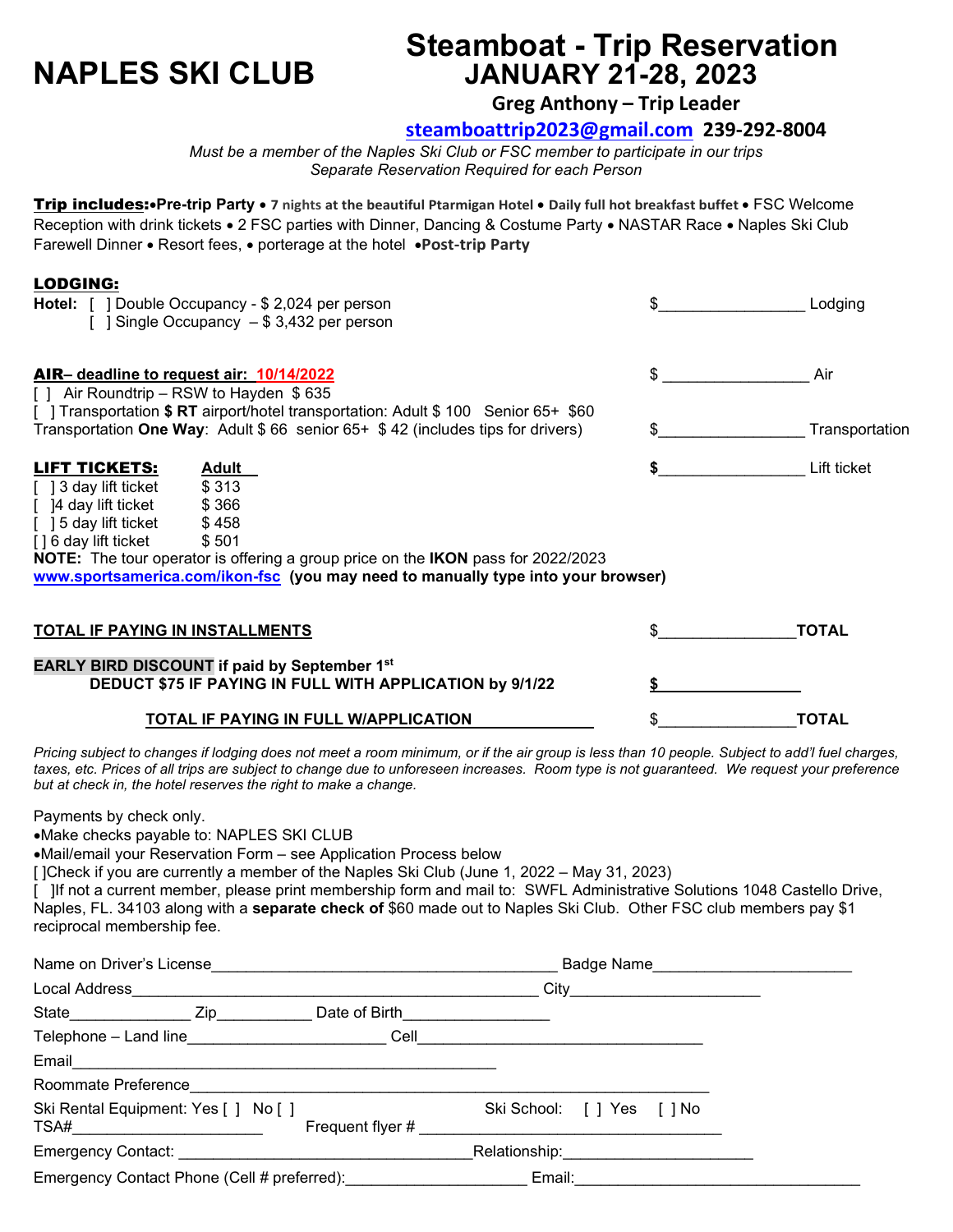# NAPLES SKI CLUB

# Steamboat - Trip Reservation JANUARY 21-28, 2023

**Greg Anthony – Trip Leader**

**steamboattrip2023@gmail.com 239-292-8004**

*Must be a member of the Naples Ski Club or FSC member to participate in our trips*
*Separate Reservation Required for each Person*

**Trip includes:** •**Pre-trip Party** • **7 nights at the beautiful Ptarmigan Hotel** • **Daily full hot breakfast buffet** • FSC Welcome Reception with drink tickets • 2 FSC parties with Dinner, Dancing & Costume Party • NASTAR Race • Naples Ski Club Farewell Dinner • Resort fees, • porterage at the hotel •**Post-trip Party**

**LODGING:**

**Hotel:** [ ] Double Occupancy - $ 2,024 per person $_________________ Lodging
[ ] Single Occupancy – $ 3,432 per person

**AIR– deadline to request air: 10/14/2022** $ _________________ Air
[ ] Air Roundtrip – RSW to Hayden $ 635
[ ] Transportation **$ RT** airport/hotel transportation: Adult $ 100 Senior 65+ $60
Transportation **One Way**: Adult $ 66 senior 65+ $ 42 (includes tips for drivers) $_________________ Transportation

**LIFT TICKETS:** **Adult** **$**_________________ Lift ticket
[ ] 3 day lift ticket $ 313
[ ]4 day lift ticket $ 366
[ ] 5 day lift ticket $ 458
[ ] 6 day lift ticket $ 501

**NOTE:** The tour operator is offering a group price on the **IKON** pass for 2022/2023
**www.sportsamerica.com/ikon-fsc** **(you may need to manually type into your browser)**

**TOTAL IF PAYING IN INSTALLMENTS** $________________**TOTAL**

**EARLY BIRD DISCOUNT if paid by September 1st**
**DEDUCT $75 IF PAYING IN FULL WITH APPLICATION by 9/1/22** **$**_________________

**TOTAL IF PAYING IN FULL W/APPLICATION** $________________**TOTAL**

*Pricing subject to changes if lodging does not meet a room minimum, or if the air group is less than 10 people. Subject to add'l fuel charges, taxes, etc. Prices of all trips are subject to change due to unforeseen increases. Room type is not guaranteed. We request your preference but at check in, the hotel reserves the right to make a change.*

Payments by check only.
- Make checks payable to: NAPLES SKI CLUB
- Mail/email your Reservation Form – see Application Process below

[ ]Check if you are currently a member of the Naples Ski Club (June 1, 2022 – May 31, 2023)
[ ]If not a current member, please print membership form and mail to: SWFL Administrative Solutions 1048 Castello Drive, Naples, FL. 34103 along with a **separate check of** $60 made out to Naples Ski Club. Other FSC club members pay $1 reciprocal membership fee.

Name on Driver's License_________________________________________ Badge Name_______________________

Local Address________________________________________________ City______________________

State______________ Zip___________ Date of Birth_________________

Telephone – Land line_______________________ Cell__________________________________

Email_________________________________________________

Roommate Preference____________________________________________________________

Ski Rental Equipment: Yes [ ] No [ ] Ski School: [ ] Yes [ ] No

TSA#______________________ Frequent flyer # ___________________________________

Emergency Contact: ________________________________Relationship:______________________

Emergency Contact Phone (Cell # preferred):____________________ Email:_________________________________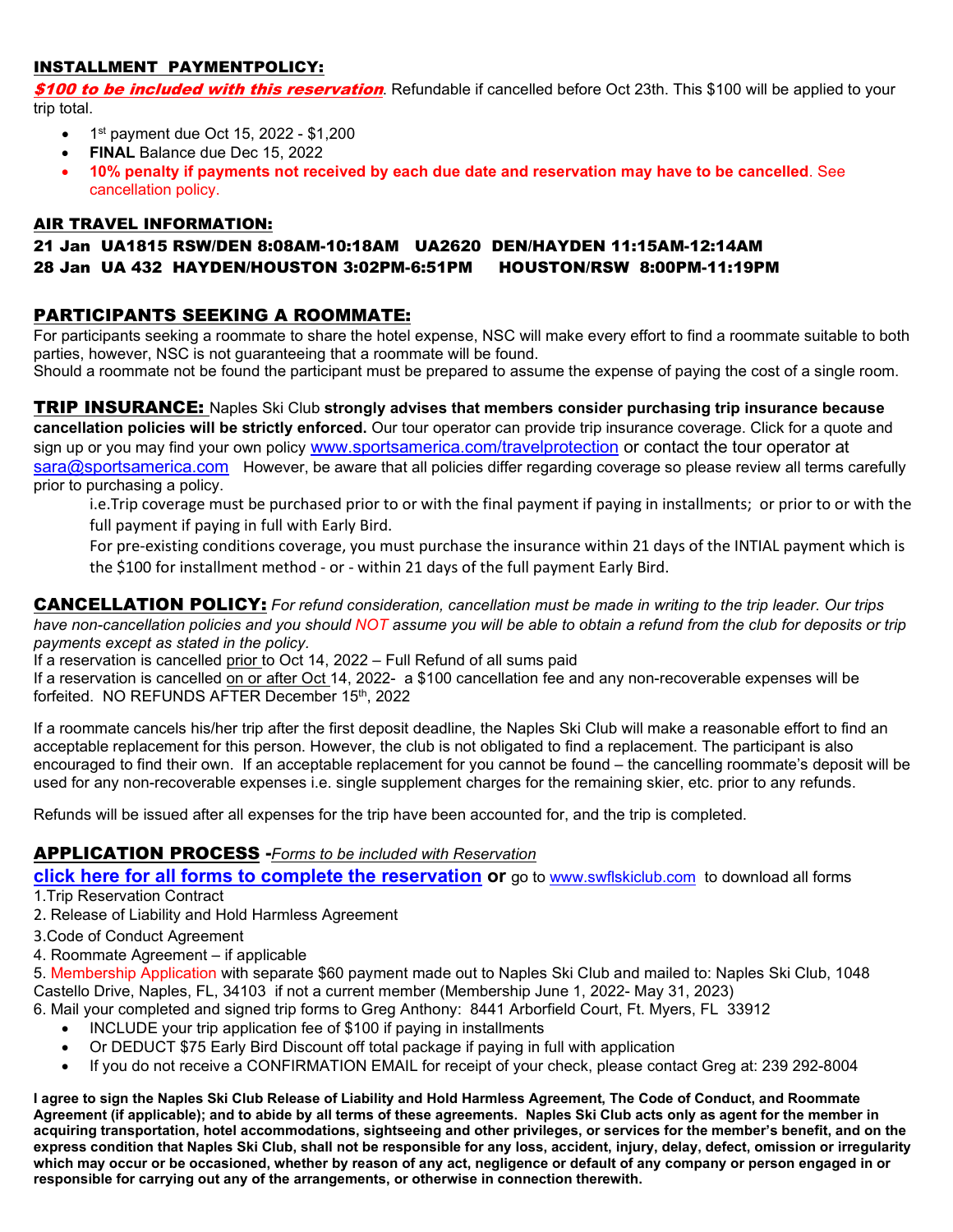## INSTALLMENT PAYMENTPOLICY:

***$100 to be included with this reservation***. Refundable if cancelled before Oct 23th. This $100 will be applied to your trip total.

- 1st payment due Oct 15, 2022 - $1,200
- **FINAL** Balance due Dec 15, 2022
- **10% penalty if payments not received by each due date and reservation may have to be cancelled**. See cancellation policy.

## AIR TRAVEL INFORMATION:

**21 Jan UA1815 RSW/DEN 8:08AM-10:18AM UA2620 DEN/HAYDEN 11:15AM-12:14AM**
**28 Jan UA 432 HAYDEN/HOUSTON 3:02PM-6:51PM HOUSTON/RSW 8:00PM-11:19PM**

## PARTICIPANTS SEEKING A ROOMMATE:

For participants seeking a roommate to share the hotel expense, NSC will make every effort to find a roommate suitable to both parties, however, NSC is not guaranteeing that a roommate will be found.
Should a roommate not be found the participant must be prepared to assume the expense of paying the cost of a single room.

**TRIP INSURANCE:** Naples Ski Club **strongly advises that members consider purchasing trip insurance because cancellation policies will be strictly enforced.** Our tour operator can provide trip insurance coverage. Click for a quote and sign up or you may find your own policy www.sportsamerica.com/travelprotection or contact the tour operator at sara@sportsamerica.com However, be aware that all policies differ regarding coverage so please review all terms carefully prior to purchasing a policy.

i.e.Trip coverage must be purchased prior to or with the final payment if paying in installments; or prior to or with the full payment if paying in full with Early Bird.

For pre-existing conditions coverage, you must purchase the insurance within 21 days of the INTIAL payment which is the $100 for installment method - or - within 21 days of the full payment Early Bird.

**CANCELLATION POLICY:** *For refund consideration, cancellation must be made in writing to the trip leader. Our trips have non-cancellation policies and you should NOT assume you will be able to obtain a refund from the club for deposits or trip payments except as stated in the policy.*
If a reservation is cancelled prior to Oct 14, 2022 – Full Refund of all sums paid
If a reservation is cancelled on or after Oct 14, 2022- a $100 cancellation fee and any non-recoverable expenses will be forfeited. NO REFUNDS AFTER December 15th, 2022

If a roommate cancels his/her trip after the first deposit deadline, the Naples Ski Club will make a reasonable effort to find an acceptable replacement for this person. However, the club is not obligated to find a replacement. The participant is also encouraged to find their own. If an acceptable replacement for you cannot be found – the cancelling roommate's deposit will be used for any non-recoverable expenses i.e. single supplement charges for the remaining skier, etc. prior to any refunds.

Refunds will be issued after all expenses for the trip have been accounted for, and the trip is completed.

## APPLICATION PROCESS -*Forms to be included with Reservation*

**click here for all forms to complete the reservation or** go to www.swflskiclub.com to download all forms

1. Trip Reservation Contract
2. Release of Liability and Hold Harmless Agreement
3. Code of Conduct Agreement
4. Roommate Agreement – if applicable
5. Membership Application with separate $60 payment made out to Naples Ski Club and mailed to: Naples Ski Club, 1048 Castello Drive, Naples, FL, 34103 if not a current member (Membership June 1, 2022- May 31, 2023)
6. Mail your completed and signed trip forms to Greg Anthony: 8441 Arborfield Court, Ft. Myers, FL 33912
   - INCLUDE your trip application fee of $100 if paying in installments
   - Or DEDUCT $75 Early Bird Discount off total package if paying in full with application
   - If you do not receive a CONFIRMATION EMAIL for receipt of your check, please contact Greg at: 239 292-8004

**I agree to sign the Naples Ski Club Release of Liability and Hold Harmless Agreement, The Code of Conduct, and Roommate Agreement (if applicable); and to abide by all terms of these agreements. Naples Ski Club acts only as agent for the member in acquiring transportation, hotel accommodations, sightseeing and other privileges, or services for the member's benefit, and on the express condition that Naples Ski Club, shall not be responsible for any loss, accident, injury, delay, defect, omission or irregularity which may occur or be occasioned, whether by reason of any act, negligence or default of any company or person engaged in or responsible for carrying out any of the arrangements, or otherwise in connection therewith.**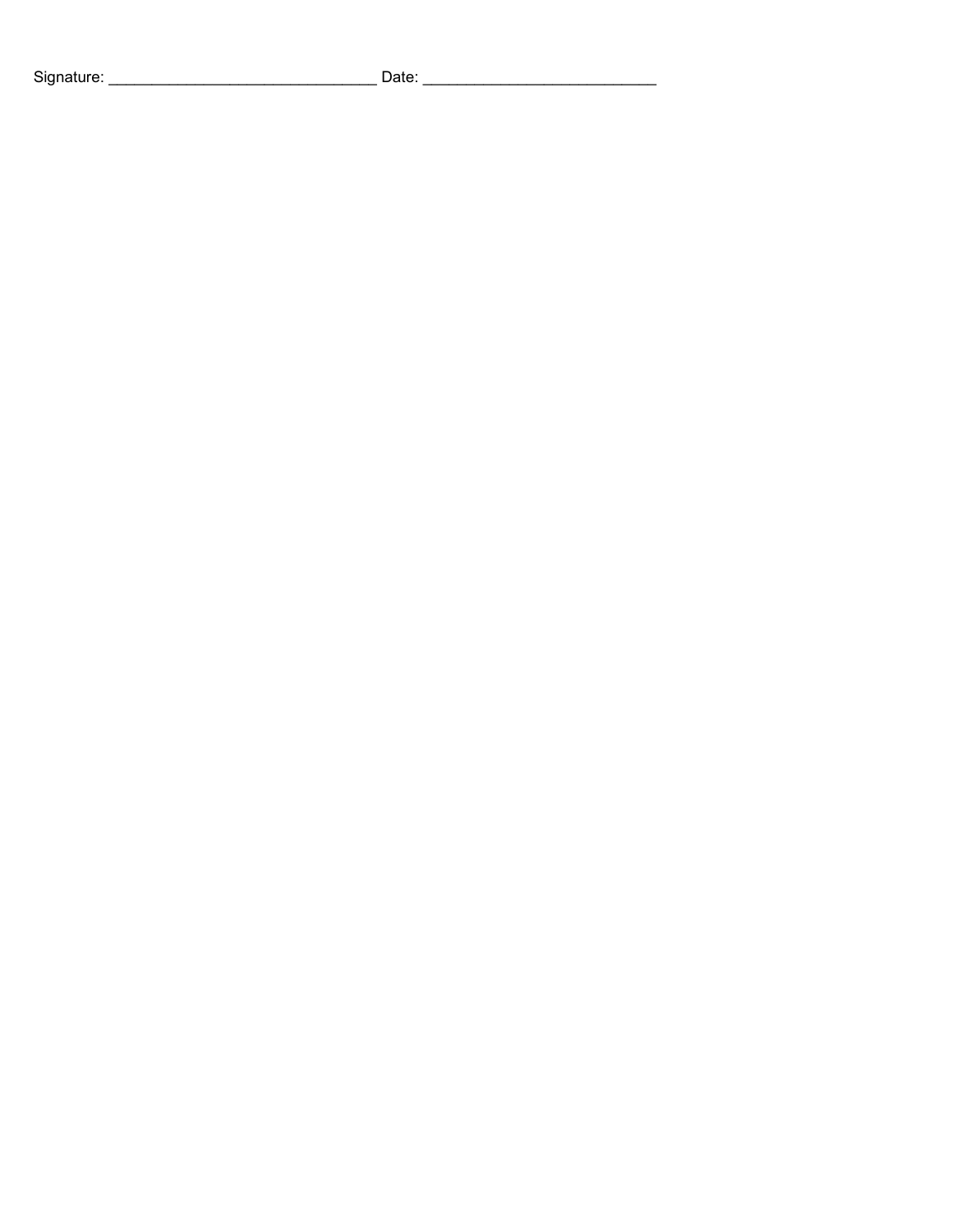Signature: _______________________________ Date: ___________________________